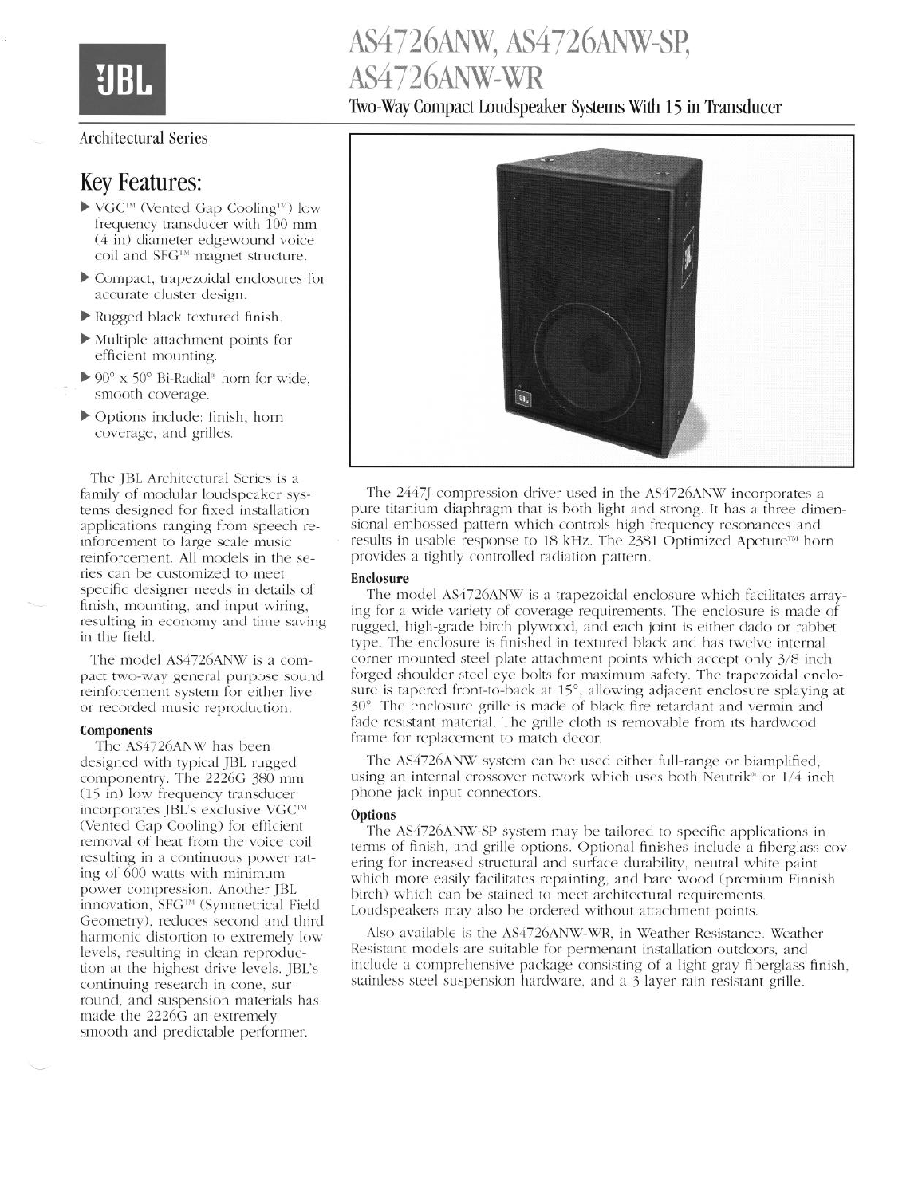# AS4726ANW, AS4726ANW-SP, AS4726ANW-WR

## Two-Way Compact Loudspeaker Systems With 15 in Transducer

JBL

Architectural Series

## Key Features:

- VGC™ (Vented Gap Cooling™) low frequency transducer with 100 mm (4 in) diameter edgewound voice coil and SFG™ magnet structure.
- Compact, trapezoidal enclosures for accurate cluster design.
- Rugged black textured finish.
- Multiple attachment points for efficient mounting.
- 90° x 50° Bi-Radial® horn for wide, smooth coverage.
- Options include: finish, horn coverage, and grilles.

The JBL Architectural Series is a family of modular loudspeaker systems designed for fixed installation applications ranging from speech reinforcement to large scale music reinforcement. All models in the series can be customized to meet specific designer needs in details of finish, mounting, and input wiring, resulting in economy and time saving in the field.

The model AS4726ANW is a compact two-way general purpose sound reinforcement system for either live or recorded music reproduction.

### Components

The AS4726ANW has been designed with typical JBL rugged componentry. The 2226G 380 mm (15 in) low frequency transducer incorporates JBL's exclusive VGC™ (Vented Gap Cooling) for efficient removal of heat from the voice coil resulting in a continuous power rating of 600 watts with minimum power compression. Another JBL innovation, SFG™ (Symmetrical Field Geometry), reduces second and third harmonic distortion to extremely low levels, resulting in clean reproduction at the highest drive levels. JBL's continuing research in cone, surround, and suspension materials has made the 2226G an extremely smooth and predictable performer.

The 2447J compression driver used in the AS4726ANW incorporates a pure titanium diaphragm that is both light and strong. It has a three dimensional embossed pattern which controls high frequency resonances and results in usable response to 18 kHz. The 2381 Optimized Apeture™ horn provides a tightly controlled radiation pattern.

### Enclosure

The model AS4726ANW is a trapezoidal enclosure which facilitates arraying for a wide variety of coverage requirements. The enclosure is made of rugged, high-grade birch plywood, and each joint is either dado or rabbet type. The enclosure is finished in textured black and has twelve internal corner mounted steel plate attachment points which accept only 3/8 inch forged shoulder steel eye bolts for maximum safety. The trapezoidal enclosure is tapered front-to-back at 15°, allowing adjacent enclosure splaying at 30°. The enclosure grille is made of black fire retardant and vermin and fade resistant material. The grille cloth is removable from its hardwood frame for replacement to match decor.

The AS4726ANW system can be used either full-range or biamplified, using an internal crossover network which uses both Neutrik® or 1/4 inch phone jack input connectors.

### Options

The AS4726ANW-SP system may be tailored to specific applications in terms of finish, and grille options. Optional finishes include a fiberglass covering for increased structural and surface durability, neutral white paint which more easily facilitates repainting, and bare wood (premium Finnish birch) which can be stained to meet architectural requirements. Loudspeakers may also be ordered without attachment points.

Also available is the AS4726ANW-WR, in Weather Resistance. Weather Resistant models are suitable for permenant installation outdoors, and include a comprehensive package consisting of a light gray fiberglass finish, stainless steel suspension hardware, and a 3-layer rain resistant grille.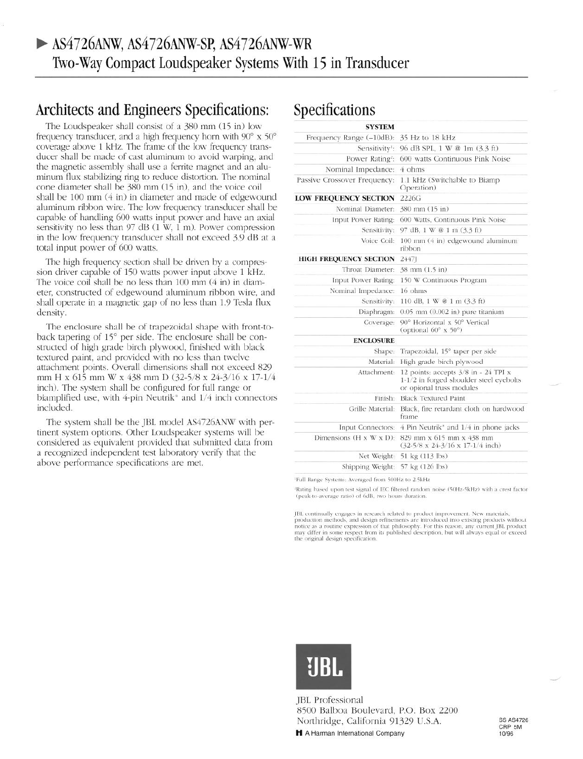# ▶ AS4726ANW, AS4726ANW-SP, AS4726ANW-WR
## Two-Way Compact Loudspeaker Systems With 15 in Transducer

## Architects and Engineers Specifications:

The Loudspeaker shall consist of a 380 mm (15 in) low frequency transducer, and a high frequency horn with 90° x 50° coverage above 1 kHz. The frame of the low frequency transducer shall be made of cast aluminum to avoid warping, and the magnetic assembly shall use a ferrite magnet and an aluminum flux stabilizing ring to reduce distortion. The nominal cone diameter shall be 380 mm (15 in), and the voice coil shall be 100 mm (4 in) in diameter and made of edgewound aluminum ribbon wire. The low frequency transducer shall be capable of handling 600 watts input power and have an axial sensitivity no less than 97 dB (1 W, 1 m). Power compression in the low frequency transducer shall not exceed 3.9 dB at a total input power of 600 watts.

The high frequency section shall be driven by a compression driver capable of 150 watts power input above 1 kHz. The voice coil shall be no less than 100 mm (4 in) in diameter, constructed of edgewound aluminum ribbon wire, and shall operate in a magnetic gap of no less than 1.9 Tesla flux density.

The enclosure shall be of trapezoidal shape with front-to-back tapering of 15° per side. The enclosure shall be constructed of high grade birch plywood, finished with black textured paint, and provided with no less than twelve attachment points. Overall dimensions shall not exceed 829 mm H x 615 mm W x 438 mm D (32-5/8 x 24-3/16 x 17-1/4 inch). The system shall be configured for full range or biamplified use, with 4-pin Neutrik® and 1/4 inch connectors included.

The system shall be the JBL model AS4726ANW with pertinent system options. Other Loudspeaker systems will be considered as equivalent provided that submitted data from a recognized independent test laboratory verify that the above performance specifications are met.

## Specifications

| | |
|---|---|
| **SYSTEM** | |
| Frequency Range (–10dB): | 35 Hz to 18 kHz |
| Sensitivity[1]: | 96 dB SPL, 1 W @ 1m (3.3 ft) |
| Power Rating[2]: | 600 watts Continuous Pink Noise |
| Nominal Impedance: | 4 ohms |
| Passive Crossover Frequency: | 1.1 kHz (Switchable to Biamp Operation) |
| **LOW FREQUENCY SECTION** | 2226G |
| Nominal Diameter: | 380 mm (15 in) |
| Input Power Rating: | 600 Watts, Continuous Pink Noise |
| Sensitivity: | 97 dB, 1 W @ 1 m (3.3 ft) |
| Voice Coil: | 100 mm (4 in) edgewound aluminum ribbon |
| **HIGH FREQUENCY SECTION** | 2447J |
| Throat Diameter: | 38 mm (1.5 in) |
| Input Power Rating: | 150 W Continuous Program |
| Nominal Impedance: | 16 ohms |
| Sensitivity: | 110 dB, 1 W @ 1 m (3.3 ft) |
| Diaphragm: | 0.05 mm (0.002 in) pure titanium |
| Coverage: | 90° Horizontal x 50° Vertical (optional 60° x 50°) |
| **ENCLOSURE** | |
| Shape: | Trapezoidal, 15° taper per side |
| Material: | High grade birch plywood |
| Attachment: | 12 points: accepts 3/8 in - 24 TPI x 1-1/2 in forged shoulder steel eyebolts or opional truss modules |
| Finish: | Black Textured Paint |
| Grille Material: | Black, fire retardant cloth on hardwood frame |
| Input Connectors: | 4 Pin Neutrik® and 1/4 in phone jacks |
| Dimensions (H x W x D): | 829 mm x 615 mm x 438 mm (32-5/8 x 24-3/16 x 17-1/4 inch) |
| Net Weight: | 51 kg (113 lbs) |
| Shipping Weight: | 57 kg (126 lbs) |

[1]Full Range Systems: Averaged from 500Hz to 2.5kHz

[2]Rating based upon test signal of IEC filtered random noise (50Hz-5kHz) with a crest factor (peak-to-average ratio) of 6dB, two hours duration.

JBL continually engages in research related to product improvement. New materials, production methods, and design refinements are introduced into existing products without notice as a routine expression of that philosophy. For this reason, any current JBL product may differ in some respect from its published description, but will always equal or exceed the original design specification.

JBL

JBL Professional
8500 Balboa Boulevard, P.O. Box 2200
Northridge, California 91329 U.S.A.

A Harman International Company

SS AS4726
CRP 5M
10/96